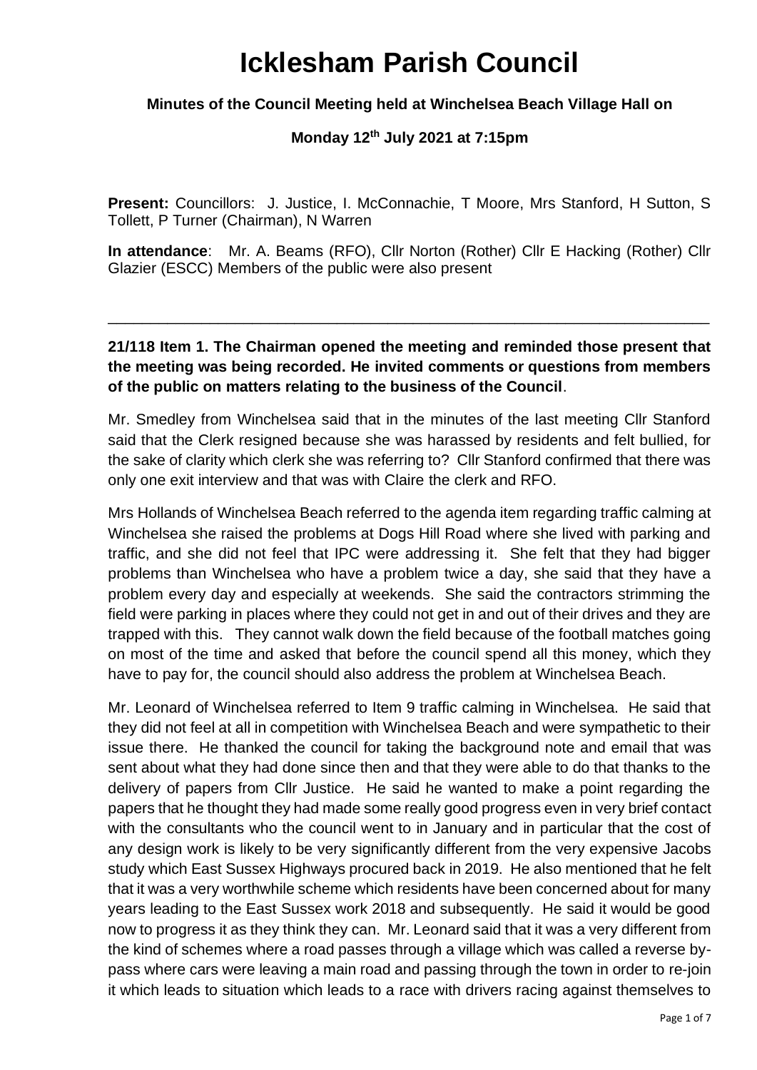# Icklesham Parish Council

**Minutes of the Council Meeting held at Winchelsea Beach Village Hall on**

**Monday 12th July 2021 at 7:15pm**

**Present:** Councillors: J. Justice, I. McConnachie, T Moore, Mrs Stanford, H Sutton, S Tollett, P Turner (Chairman), N Warren

**In attendance**: Mr. A. Beams (RFO), Cllr Norton (Rother) Cllr E Hacking (Rother) Cllr Glazier (ESCC) Members of the public were also present

---

**21/118 Item 1. The Chairman opened the meeting and reminded those present that the meeting was being recorded. He invited comments or questions from members of the public on matters relating to the business of the Council**.

Mr. Smedley from Winchelsea said that in the minutes of the last meeting Cllr Stanford said that the Clerk resigned because she was harassed by residents and felt bullied, for the sake of clarity which clerk she was referring to? Cllr Stanford confirmed that there was only one exit interview and that was with Claire the clerk and RFO.

Mrs Hollands of Winchelsea Beach referred to the agenda item regarding traffic calming at Winchelsea she raised the problems at Dogs Hill Road where she lived with parking and traffic, and she did not feel that IPC were addressing it. She felt that they had bigger problems than Winchelsea who have a problem twice a day, she said that they have a problem every day and especially at weekends. She said the contractors strimming the field were parking in places where they could not get in and out of their drives and they are trapped with this. They cannot walk down the field because of the football matches going on most of the time and asked that before the council spend all this money, which they have to pay for, the council should also address the problem at Winchelsea Beach.

Mr. Leonard of Winchelsea referred to Item 9 traffic calming in Winchelsea. He said that they did not feel at all in competition with Winchelsea Beach and were sympathetic to their issue there. He thanked the council for taking the background note and email that was sent about what they had done since then and that they were able to do that thanks to the delivery of papers from Cllr Justice. He said he wanted to make a point regarding the papers that he thought they had made some really good progress even in very brief contact with the consultants who the council went to in January and in particular that the cost of any design work is likely to be very significantly different from the very expensive Jacobs study which East Sussex Highways procured back in 2019. He also mentioned that he felt that it was a very worthwhile scheme which residents have been concerned about for many years leading to the East Sussex work 2018 and subsequently. He said it would be good now to progress it as they think they can. Mr. Leonard said that it was a very different from the kind of schemes where a road passes through a village which was called a reverse by-pass where cars were leaving a main road and passing through the town in order to re-join it which leads to situation which leads to a race with drivers racing against themselves to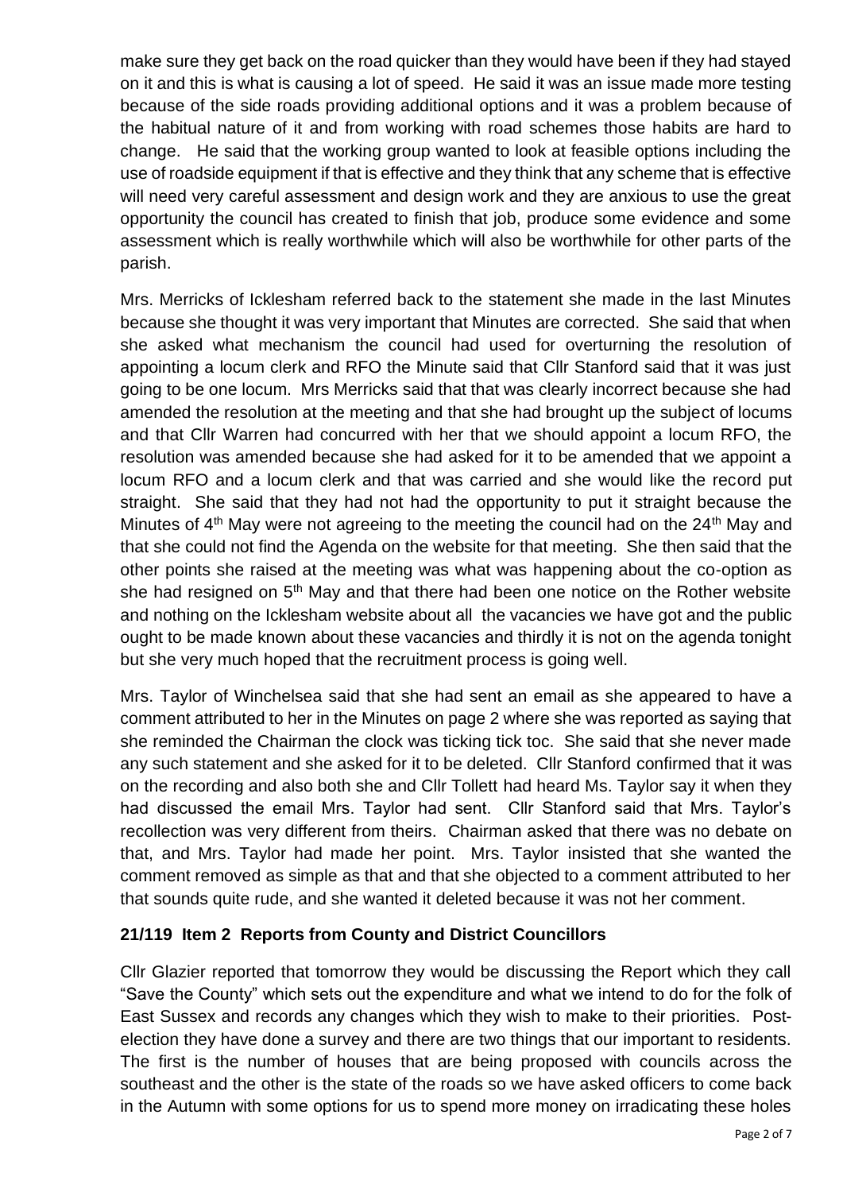make sure they get back on the road quicker than they would have been if they had stayed on it and this is what is causing a lot of speed. He said it was an issue made more testing because of the side roads providing additional options and it was a problem because of the habitual nature of it and from working with road schemes those habits are hard to change. He said that the working group wanted to look at feasible options including the use of roadside equipment if that is effective and they think that any scheme that is effective will need very careful assessment and design work and they are anxious to use the great opportunity the council has created to finish that job, produce some evidence and some assessment which is really worthwhile which will also be worthwhile for other parts of the parish.

Mrs. Merricks of Icklesham referred back to the statement she made in the last Minutes because she thought it was very important that Minutes are corrected. She said that when she asked what mechanism the council had used for overturning the resolution of appointing a locum clerk and RFO the Minute said that Cllr Stanford said that it was just going to be one locum. Mrs Merricks said that that was clearly incorrect because she had amended the resolution at the meeting and that she had brought up the subject of locums and that Cllr Warren had concurred with her that we should appoint a locum RFO, the resolution was amended because she had asked for it to be amended that we appoint a locum RFO and a locum clerk and that was carried and she would like the record put straight. She said that they had not had the opportunity to put it straight because the Minutes of 4th May were not agreeing to the meeting the council had on the 24th May and that she could not find the Agenda on the website for that meeting. She then said that the other points she raised at the meeting was what was happening about the co-option as she had resigned on 5th May and that there had been one notice on the Rother website and nothing on the Icklesham website about all the vacancies we have got and the public ought to be made known about these vacancies and thirdly it is not on the agenda tonight but she very much hoped that the recruitment process is going well.

Mrs. Taylor of Winchelsea said that she had sent an email as she appeared to have a comment attributed to her in the Minutes on page 2 where she was reported as saying that she reminded the Chairman the clock was ticking tick toc. She said that she never made any such statement and she asked for it to be deleted. Cllr Stanford confirmed that it was on the recording and also both she and Cllr Tollett had heard Ms. Taylor say it when they had discussed the email Mrs. Taylor had sent. Cllr Stanford said that Mrs. Taylor's recollection was very different from theirs. Chairman asked that there was no debate on that, and Mrs. Taylor had made her point. Mrs. Taylor insisted that she wanted the comment removed as simple as that and that she objected to a comment attributed to her that sounds quite rude, and she wanted it deleted because it was not her comment.

### 21/119 Item 2 Reports from County and District Councillors

Cllr Glazier reported that tomorrow they would be discussing the Report which they call "Save the County" which sets out the expenditure and what we intend to do for the folk of East Sussex and records any changes which they wish to make to their priorities. Post-election they have done a survey and there are two things that our important to residents. The first is the number of houses that are being proposed with councils across the southeast and the other is the state of the roads so we have asked officers to come back in the Autumn with some options for us to spend more money on irradicating these holes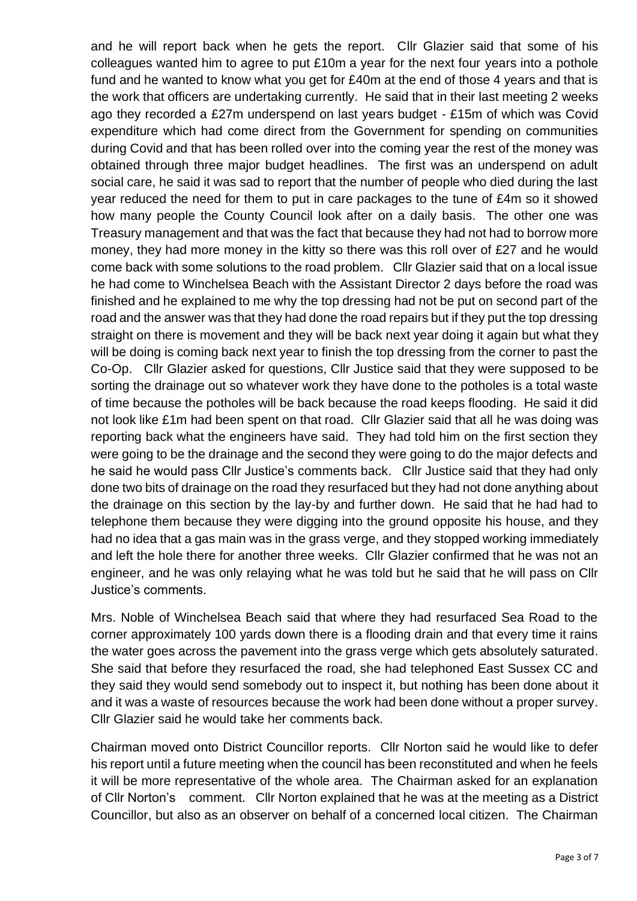and he will report back when he gets the report. Cllr Glazier said that some of his colleagues wanted him to agree to put £10m a year for the next four years into a pothole fund and he wanted to know what you get for £40m at the end of those 4 years and that is the work that officers are undertaking currently. He said that in their last meeting 2 weeks ago they recorded a £27m underspend on last years budget - £15m of which was Covid expenditure which had come direct from the Government for spending on communities during Covid and that has been rolled over into the coming year the rest of the money was obtained through three major budget headlines. The first was an underspend on adult social care, he said it was sad to report that the number of people who died during the last year reduced the need for them to put in care packages to the tune of £4m so it showed how many people the County Council look after on a daily basis. The other one was Treasury management and that was the fact that because they had not had to borrow more money, they had more money in the kitty so there was this roll over of £27 and he would come back with some solutions to the road problem. Cllr Glazier said that on a local issue he had come to Winchelsea Beach with the Assistant Director 2 days before the road was finished and he explained to me why the top dressing had not be put on second part of the road and the answer was that they had done the road repairs but if they put the top dressing straight on there is movement and they will be back next year doing it again but what they will be doing is coming back next year to finish the top dressing from the corner to past the Co-Op. Cllr Glazier asked for questions, Cllr Justice said that they were supposed to be sorting the drainage out so whatever work they have done to the potholes is a total waste of time because the potholes will be back because the road keeps flooding. He said it did not look like £1m had been spent on that road. Cllr Glazier said that all he was doing was reporting back what the engineers have said. They had told him on the first section they were going to be the drainage and the second they were going to do the major defects and he said he would pass Cllr Justice's comments back. Cllr Justice said that they had only done two bits of drainage on the road they resurfaced but they had not done anything about the drainage on this section by the lay-by and further down. He said that he had had to telephone them because they were digging into the ground opposite his house, and they had no idea that a gas main was in the grass verge, and they stopped working immediately and left the hole there for another three weeks. Cllr Glazier confirmed that he was not an engineer, and he was only relaying what he was told but he said that he will pass on Cllr Justice's comments.

Mrs. Noble of Winchelsea Beach said that where they had resurfaced Sea Road to the corner approximately 100 yards down there is a flooding drain and that every time it rains the water goes across the pavement into the grass verge which gets absolutely saturated. She said that before they resurfaced the road, she had telephoned East Sussex CC and they said they would send somebody out to inspect it, but nothing has been done about it and it was a waste of resources because the work had been done without a proper survey. Cllr Glazier said he would take her comments back.

Chairman moved onto District Councillor reports. Cllr Norton said he would like to defer his report until a future meeting when the council has been reconstituted and when he feels it will be more representative of the whole area. The Chairman asked for an explanation of Cllr Norton's comment. Cllr Norton explained that he was at the meeting as a District Councillor, but also as an observer on behalf of a concerned local citizen. The Chairman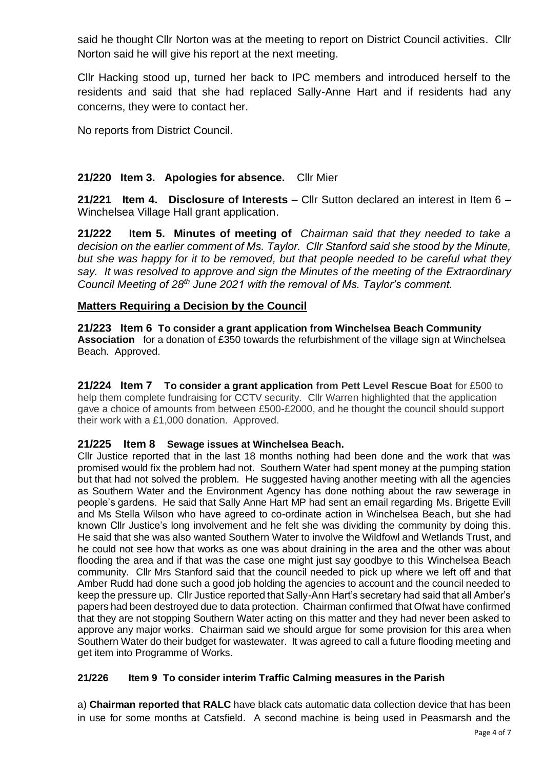said he thought Cllr Norton was at the meeting to report on District Council activities. Cllr Norton said he will give his report at the next meeting.

Cllr Hacking stood up, turned her back to IPC members and introduced herself to the residents and said that she had replaced Sally-Anne Hart and if residents had any concerns, they were to contact her.

No reports from District Council.

**21/220 Item 3. Apologies for absence.** Cllr Mier

**21/221 Item 4. Disclosure of Interests** – Cllr Sutton declared an interest in Item 6 – Winchelsea Village Hall grant application.

**21/222 Item 5. Minutes of meeting of** *Chairman said that they needed to take a decision on the earlier comment of Ms. Taylor. Cllr Stanford said she stood by the Minute, but she was happy for it to be removed, but that people needed to be careful what they say. It was resolved to approve and sign the Minutes of the meeting of the Extraordinary Council Meeting of 28th June 2021 with the removal of Ms. Taylor's comment.*

## Matters Requiring a Decision by the Council

**21/223 Item 6 To consider a grant application from Winchelsea Beach Community Association** for a donation of £350 towards the refurbishment of the village sign at Winchelsea Beach. Approved.

**21/224 Item 7 To consider a grant application from Pett Level Rescue Boat** for £500 to help them complete fundraising for CCTV security. Cllr Warren highlighted that the application gave a choice of amounts from between £500-£2000, and he thought the council should support their work with a £1,000 donation. Approved.

**21/225 Item 8 Sewage issues at Winchelsea Beach.**

Cllr Justice reported that in the last 18 months nothing had been done and the work that was promised would fix the problem had not. Southern Water had spent money at the pumping station but that had not solved the problem. He suggested having another meeting with all the agencies as Southern Water and the Environment Agency has done nothing about the raw sewerage in people's gardens. He said that Sally Anne Hart MP had sent an email regarding Ms. Brigette Evill and Ms Stella Wilson who have agreed to co-ordinate action in Winchelsea Beach, but she had known Cllr Justice's long involvement and he felt she was dividing the community by doing this. He said that she was also wanted Southern Water to involve the Wildfowl and Wetlands Trust, and he could not see how that works as one was about draining in the area and the other was about flooding the area and if that was the case one might just say goodbye to this Winchelsea Beach community. Cllr Mrs Stanford said that the council needed to pick up where we left off and that Amber Rudd had done such a good job holding the agencies to account and the council needed to keep the pressure up. Cllr Justice reported that Sally-Ann Hart's secretary had said that all Amber's papers had been destroyed due to data protection. Chairman confirmed that Ofwat have confirmed that they are not stopping Southern Water acting on this matter and they had never been asked to approve any major works. Chairman said we should argue for some provision for this area when Southern Water do their budget for wastewater. It was agreed to call a future flooding meeting and get item into Programme of Works.

**21/226 Item 9 To consider interim Traffic Calming measures in the Parish**

a) **Chairman reported that RALC** have black cats automatic data collection device that has been in use for some months at Catsfield. A second machine is being used in Peasmarsh and the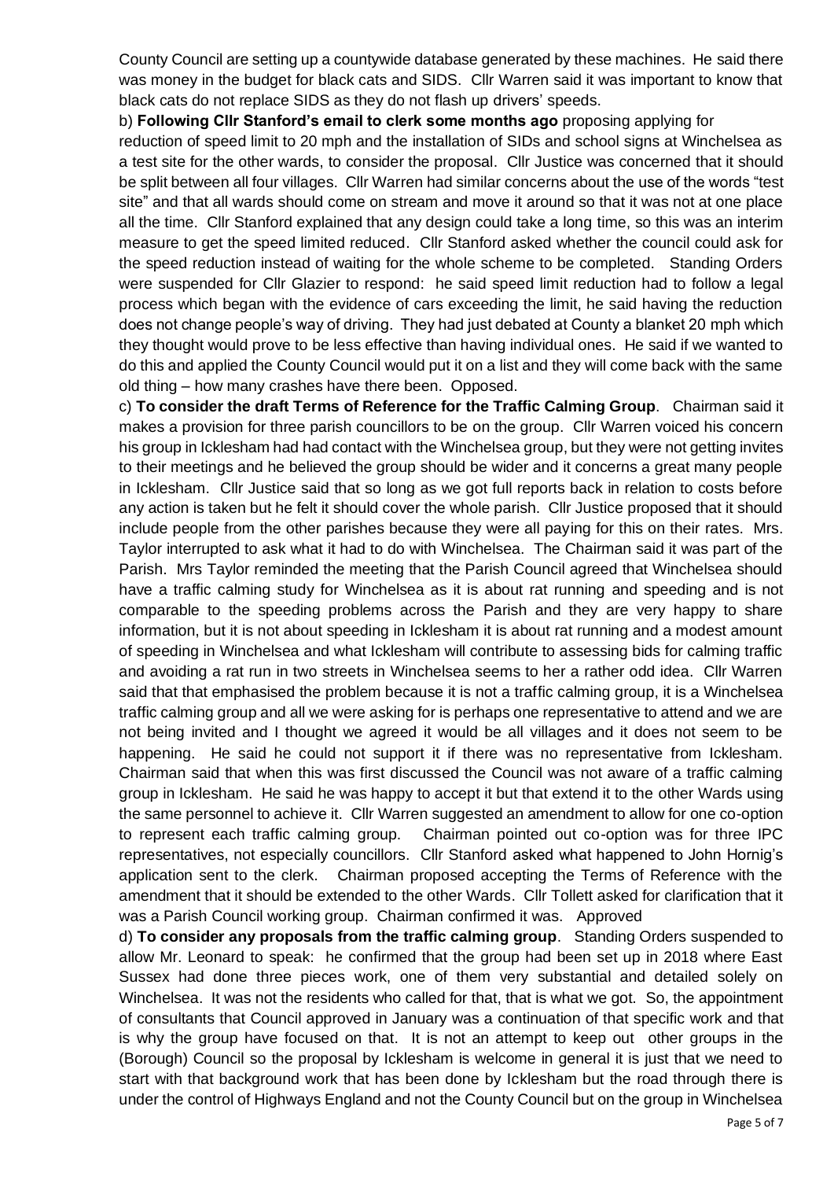County Council are setting up a countywide database generated by these machines. He said there was money in the budget for black cats and SIDS. Cllr Warren said it was important to know that black cats do not replace SIDS as they do not flash up drivers' speeds.

b) **Following Cllr Stanford's email to clerk some months ago** proposing applying for reduction of speed limit to 20 mph and the installation of SIDs and school signs at Winchelsea as a test site for the other wards, to consider the proposal. Cllr Justice was concerned that it should be split between all four villages. Cllr Warren had similar concerns about the use of the words "test site" and that all wards should come on stream and move it around so that it was not at one place all the time. Cllr Stanford explained that any design could take a long time, so this was an interim measure to get the speed limited reduced. Cllr Stanford asked whether the council could ask for the speed reduction instead of waiting for the whole scheme to be completed. Standing Orders were suspended for Cllr Glazier to respond: he said speed limit reduction had to follow a legal process which began with the evidence of cars exceeding the limit, he said having the reduction does not change people's way of driving. They had just debated at County a blanket 20 mph which they thought would prove to be less effective than having individual ones. He said if we wanted to do this and applied the County Council would put it on a list and they will come back with the same old thing – how many crashes have there been. Opposed.

c) **To consider the draft Terms of Reference for the Traffic Calming Group**. Chairman said it makes a provision for three parish councillors to be on the group. Cllr Warren voiced his concern his group in Icklesham had had contact with the Winchelsea group, but they were not getting invites to their meetings and he believed the group should be wider and it concerns a great many people in Icklesham. Cllr Justice said that so long as we got full reports back in relation to costs before any action is taken but he felt it should cover the whole parish. Cllr Justice proposed that it should include people from the other parishes because they were all paying for this on their rates. Mrs. Taylor interrupted to ask what it had to do with Winchelsea. The Chairman said it was part of the Parish. Mrs Taylor reminded the meeting that the Parish Council agreed that Winchelsea should have a traffic calming study for Winchelsea as it is about rat running and speeding and is not comparable to the speeding problems across the Parish and they are very happy to share information, but it is not about speeding in Icklesham it is about rat running and a modest amount of speeding in Winchelsea and what Icklesham will contribute to assessing bids for calming traffic and avoiding a rat run in two streets in Winchelsea seems to her a rather odd idea. Cllr Warren said that that emphasised the problem because it is not a traffic calming group, it is a Winchelsea traffic calming group and all we were asking for is perhaps one representative to attend and we are not being invited and I thought we agreed it would be all villages and it does not seem to be happening. He said he could not support it if there was no representative from Icklesham. Chairman said that when this was first discussed the Council was not aware of a traffic calming group in Icklesham. He said he was happy to accept it but that extend it to the other Wards using the same personnel to achieve it. Cllr Warren suggested an amendment to allow for one co-option to represent each traffic calming group. Chairman pointed out co-option was for three IPC representatives, not especially councillors. Cllr Stanford asked what happened to John Hornig's application sent to the clerk. Chairman proposed accepting the Terms of Reference with the amendment that it should be extended to the other Wards. Cllr Tollett asked for clarification that it was a Parish Council working group. Chairman confirmed it was. Approved

d) **To consider any proposals from the traffic calming group**. Standing Orders suspended to allow Mr. Leonard to speak: he confirmed that the group had been set up in 2018 where East Sussex had done three pieces work, one of them very substantial and detailed solely on Winchelsea. It was not the residents who called for that, that is what we got. So, the appointment of consultants that Council approved in January was a continuation of that specific work and that is why the group have focused on that. It is not an attempt to keep out other groups in the (Borough) Council so the proposal by Icklesham is welcome in general it is just that we need to start with that background work that has been done by Icklesham but the road through there is under the control of Highways England and not the County Council but on the group in Winchelsea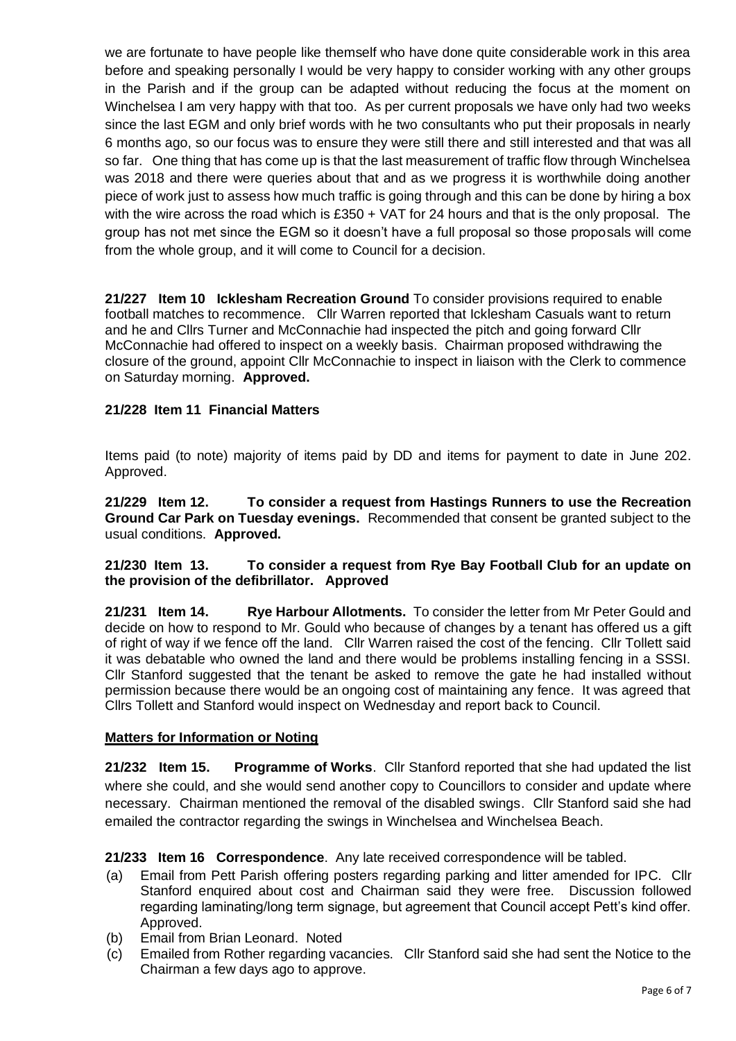we are fortunate to have people like themself who have done quite considerable work in this area before and speaking personally I would be very happy to consider working with any other groups in the Parish and if the group can be adapted without reducing the focus at the moment on Winchelsea I am very happy with that too. As per current proposals we have only had two weeks since the last EGM and only brief words with he two consultants who put their proposals in nearly 6 months ago, so our focus was to ensure they were still there and still interested and that was all so far. One thing that has come up is that the last measurement of traffic flow through Winchelsea was 2018 and there were queries about that and as we progress it is worthwhile doing another piece of work just to assess how much traffic is going through and this can be done by hiring a box with the wire across the road which is £350 + VAT for 24 hours and that is the only proposal. The group has not met since the EGM so it doesn't have a full proposal so those proposals will come from the whole group, and it will come to Council for a decision.

**21/227 Item 10 Icklesham Recreation Ground** To consider provisions required to enable football matches to recommence. Cllr Warren reported that Icklesham Casuals want to return and he and Cllrs Turner and McConnachie had inspected the pitch and going forward Cllr McConnachie had offered to inspect on a weekly basis. Chairman proposed withdrawing the closure of the ground, appoint Cllr McConnachie to inspect in liaison with the Clerk to commence on Saturday morning. **Approved.**

**21/228 Item 11 Financial Matters**

Items paid (to note) majority of items paid by DD and items for payment to date in June 202. Approved.

**21/229 Item 12. To consider a request from Hastings Runners to use the Recreation Ground Car Park on Tuesday evenings.** Recommended that consent be granted subject to the usual conditions. **Approved.**

**21/230 Item 13. To consider a request from Rye Bay Football Club for an update on the provision of the defibrillator. Approved**

**21/231 Item 14. Rye Harbour Allotments.** To consider the letter from Mr Peter Gould and decide on how to respond to Mr. Gould who because of changes by a tenant has offered us a gift of right of way if we fence off the land. Cllr Warren raised the cost of the fencing. Cllr Tollett said it was debatable who owned the land and there would be problems installing fencing in a SSSI. Cllr Stanford suggested that the tenant be asked to remove the gate he had installed without permission because there would be an ongoing cost of maintaining any fence. It was agreed that Cllrs Tollett and Stanford would inspect on Wednesday and report back to Council.

**Matters for Information or Noting**

**21/232 Item 15. Programme of Works**. Cllr Stanford reported that she had updated the list where she could, and she would send another copy to Councillors to consider and update where necessary. Chairman mentioned the removal of the disabled swings. Cllr Stanford said she had emailed the contractor regarding the swings in Winchelsea and Winchelsea Beach.

**21/233 Item 16 Correspondence**. Any late received correspondence will be tabled.

(a) Email from Pett Parish offering posters regarding parking and litter amended for IPC. Cllr Stanford enquired about cost and Chairman said they were free. Discussion followed regarding laminating/long term signage, but agreement that Council accept Pett's kind offer. Approved.
(b) Email from Brian Leonard. Noted
(c) Emailed from Rother regarding vacancies. Cllr Stanford said she had sent the Notice to the Chairman a few days ago to approve.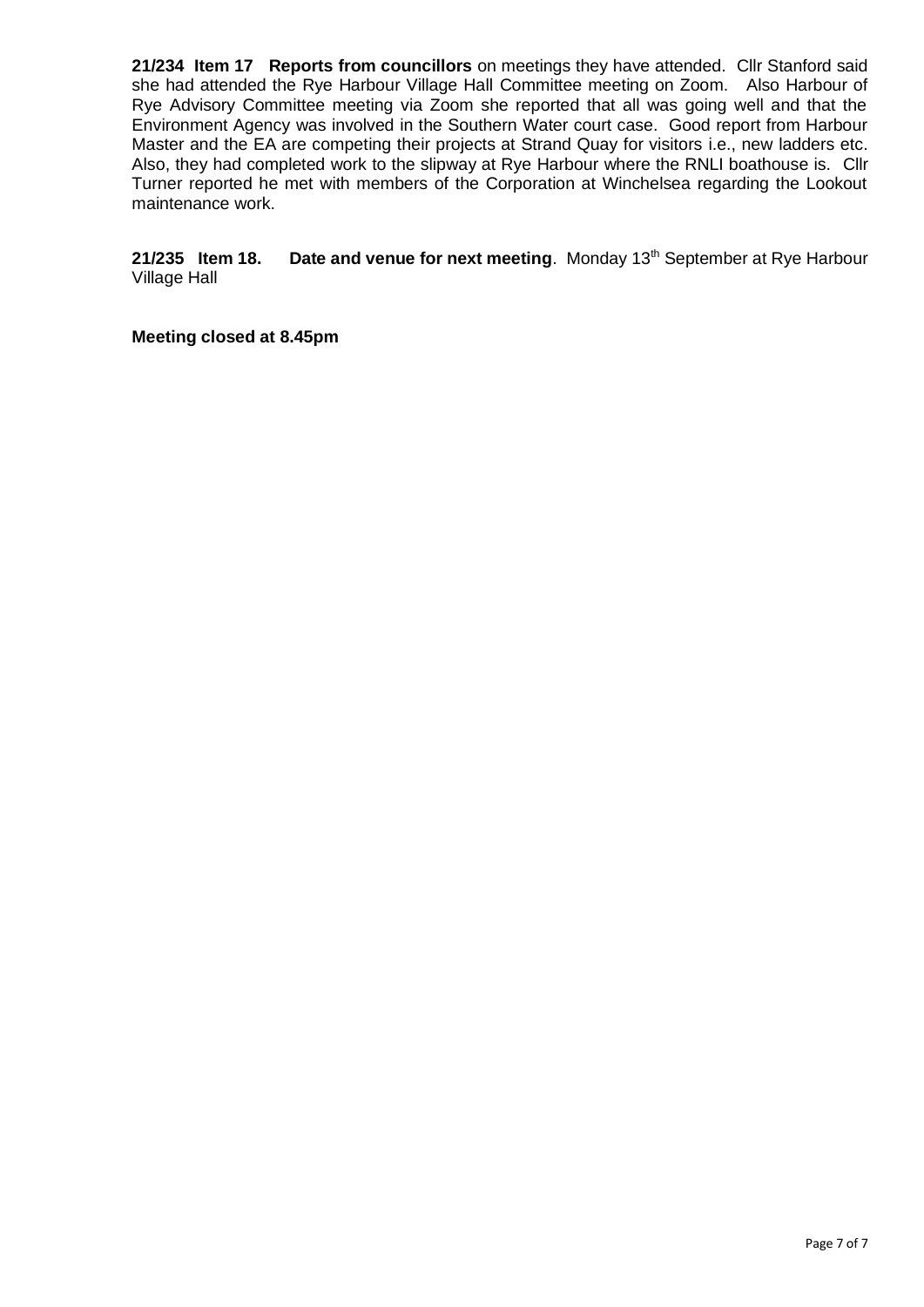**21/234 Item 17 Reports from councillors** on meetings they have attended. Cllr Stanford said she had attended the Rye Harbour Village Hall Committee meeting on Zoom. Also Harbour of Rye Advisory Committee meeting via Zoom she reported that all was going well and that the Environment Agency was involved in the Southern Water court case. Good report from Harbour Master and the EA are competing their projects at Strand Quay for visitors i.e., new ladders etc. Also, they had completed work to the slipway at Rye Harbour where the RNLI boathouse is. Cllr Turner reported he met with members of the Corporation at Winchelsea regarding the Lookout maintenance work.

**21/235 Item 18. Date and venue for next meeting**. Monday 13th September at Rye Harbour Village Hall

**Meeting closed at 8.45pm**